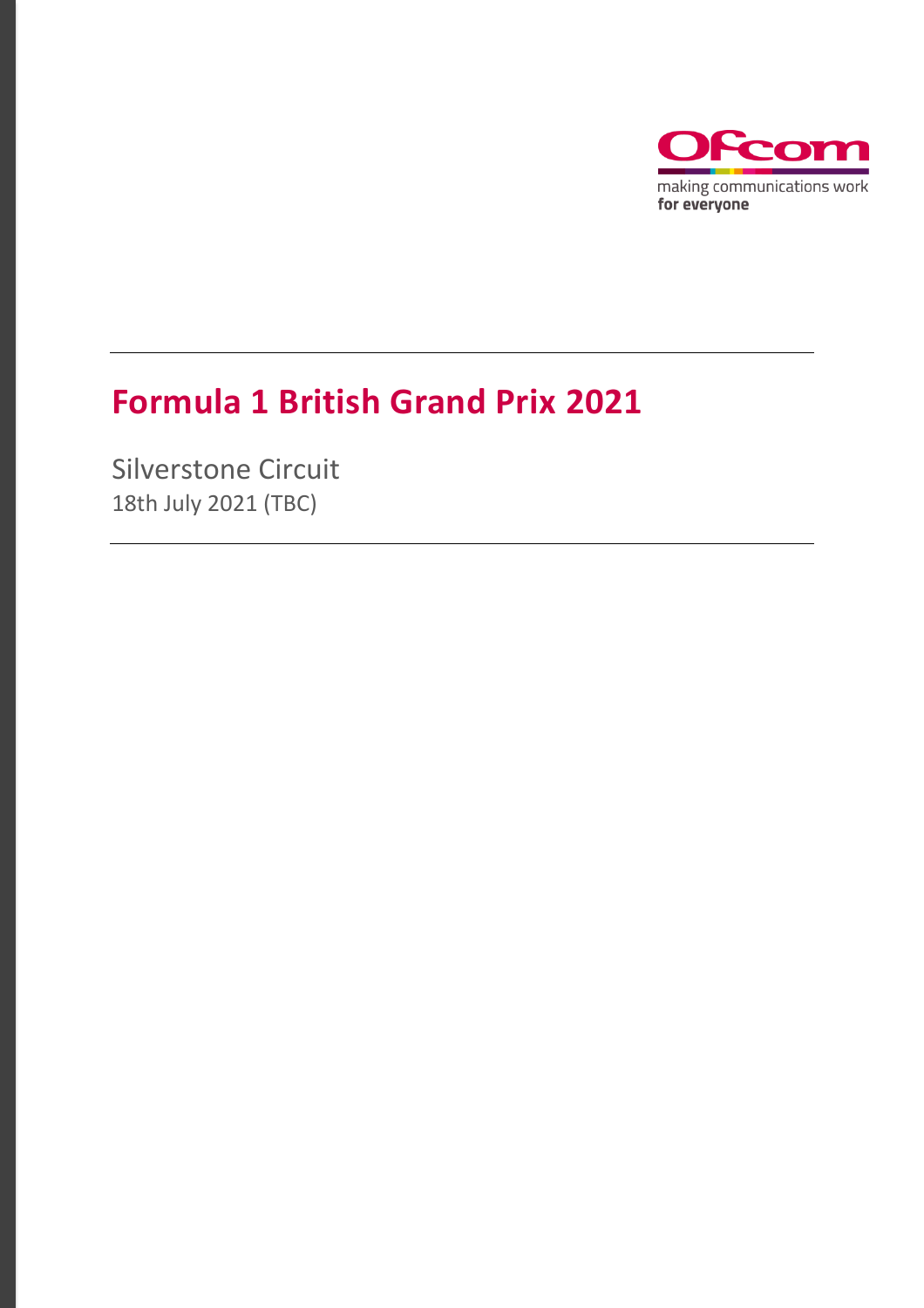Ofcom

making communications work
**for everyone**

# Formula 1 British Grand Prix 2021

Silverstone Circuit
18th July 2021 (TBC)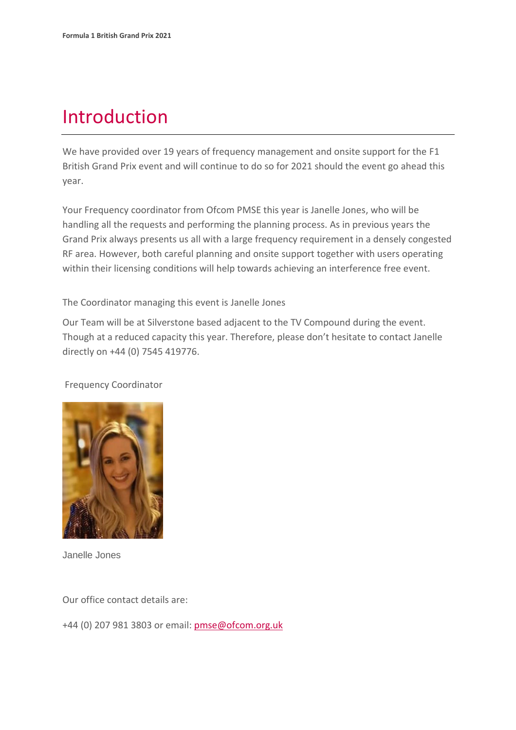# Introduction

We have provided over 19 years of frequency management and onsite support for the F1 British Grand Prix event and will continue to do so for 2021 should the event go ahead this year.

Your Frequency coordinator from Ofcom PMSE this year is Janelle Jones, who will be handling all the requests and performing the planning process. As in previous years the Grand Prix always presents us all with a large frequency requirement in a densely congested RF area. However, both careful planning and onsite support together with users operating within their licensing conditions will help towards achieving an interference free event.

The Coordinator managing this event is Janelle Jones

Our Team will be at Silverstone based adjacent to the TV Compound during the event. Though at a reduced capacity this year. Therefore, please don't hesitate to contact Janelle directly on +44 (0) 7545 419776.

Frequency Coordinator

Janelle Jones

Our office contact details are:

+44 (0) 207 981 3803 or email: pmse@ofcom.org.uk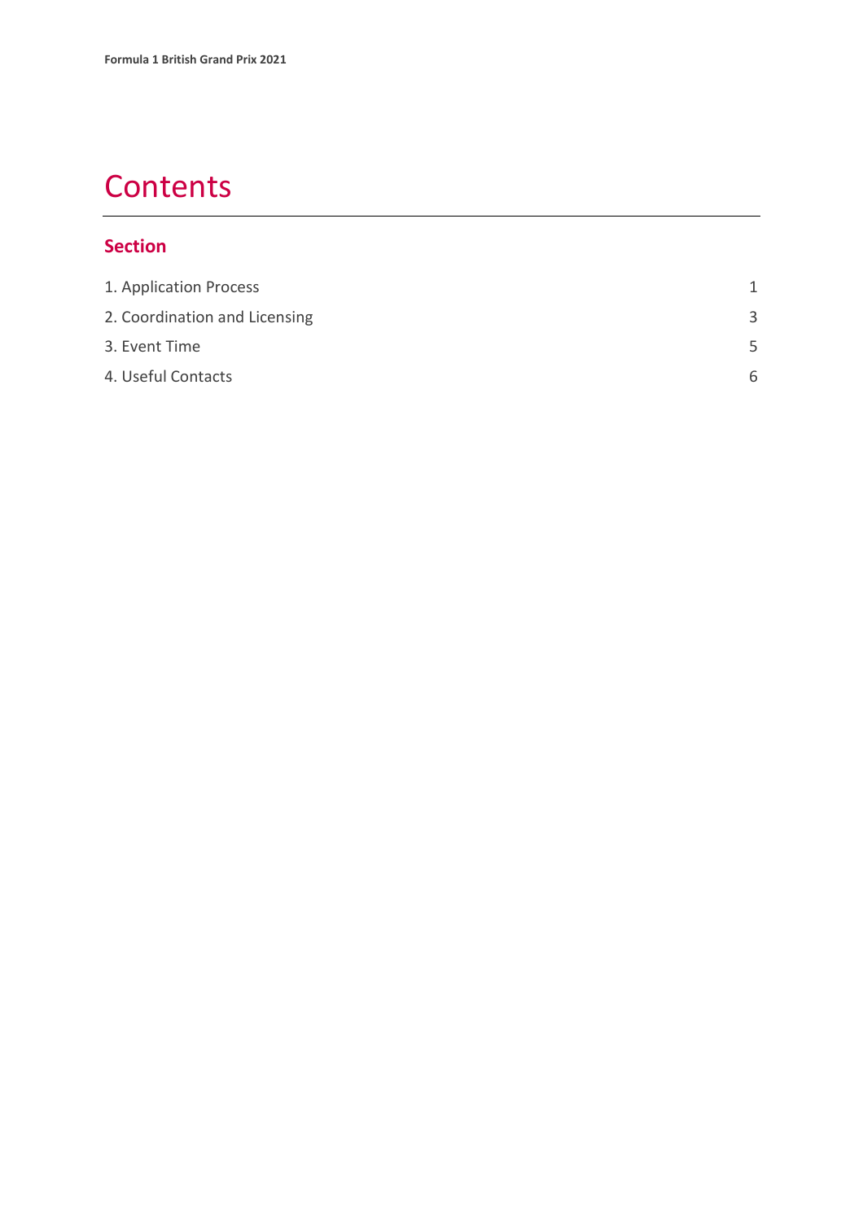# Contents

## Section

| | |
|---|---|
| 1. Application Process | 1 |
| 2. Coordination and Licensing | 3 |
| 3. Event Time | 5 |
| 4. Useful Contacts | 6 |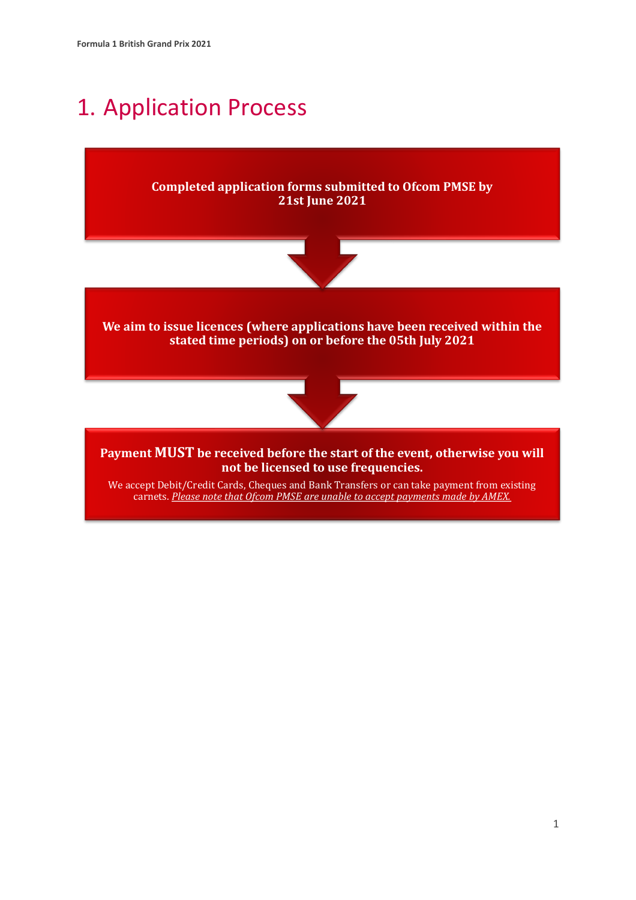# 1. Application Process

**Completed application forms submitted to Ofcom PMSE by 21st June 2021**

**We aim to issue licences (where applications have been received within the stated time periods) on or before the 05th July 2021**

**Payment MUST be received before the start of the event, otherwise you will not be licensed to use frequencies.**

We accept Debit/Credit Cards, Cheques and Bank Transfers or can take payment from existing carnets. *Please note that Ofcom PMSE are unable to accept payments made by AMEX.*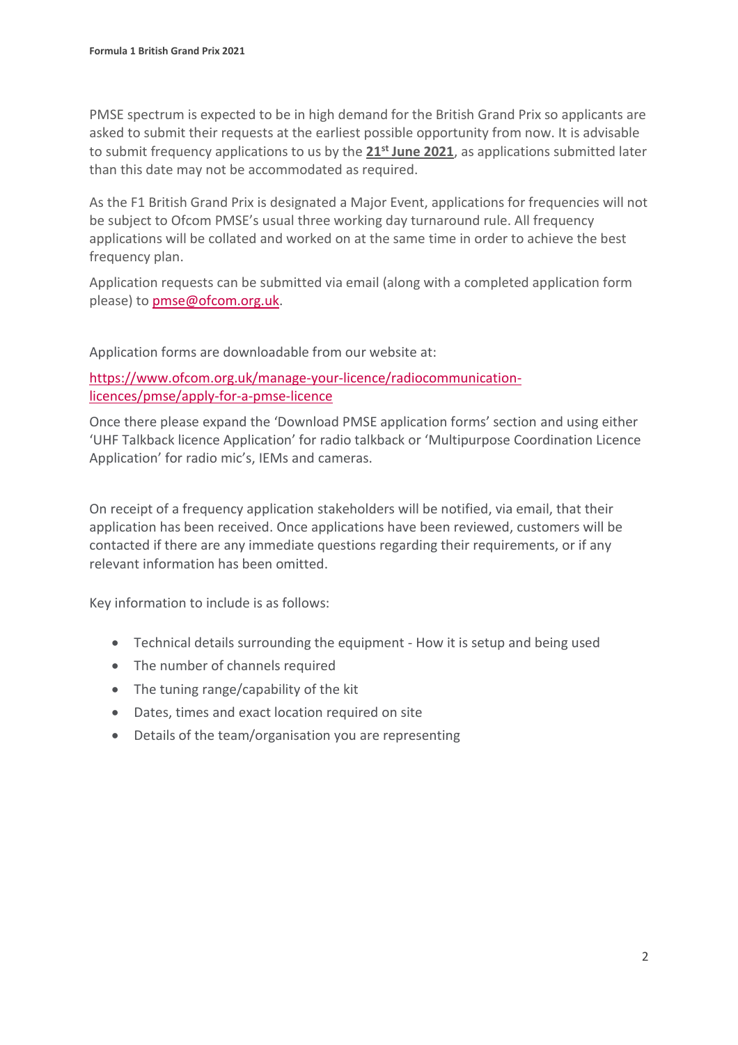PMSE spectrum is expected to be in high demand for the British Grand Prix so applicants are asked to submit their requests at the earliest possible opportunity from now. It is advisable to submit frequency applications to us by the **21st June 2021**, as applications submitted later than this date may not be accommodated as required.

As the F1 British Grand Prix is designated a Major Event, applications for frequencies will not be subject to Ofcom PMSE's usual three working day turnaround rule. All frequency applications will be collated and worked on at the same time in order to achieve the best frequency plan.

Application requests can be submitted via email (along with a completed application form please) to [pmse@ofcom.org.uk](mailto:pmse@ofcom.org.uk).

Application forms are downloadable from our website at:

[https://www.ofcom.org.uk/manage-your-licence/radiocommunication-licences/pmse/apply-for-a-pmse-licence](https://www.ofcom.org.uk/manage-your-licence/radiocommunication-licences/pmse/apply-for-a-pmse-licence)

Once there please expand the 'Download PMSE application forms' section and using either 'UHF Talkback licence Application' for radio talkback or 'Multipurpose Coordination Licence Application' for radio mic's, IEMs and cameras.

On receipt of a frequency application stakeholders will be notified, via email, that their application has been received. Once applications have been reviewed, customers will be contacted if there are any immediate questions regarding their requirements, or if any relevant information has been omitted.

Key information to include is as follows:

- Technical details surrounding the equipment - How it is setup and being used
- The number of channels required
- The tuning range/capability of the kit
- Dates, times and exact location required on site
- Details of the team/organisation you are representing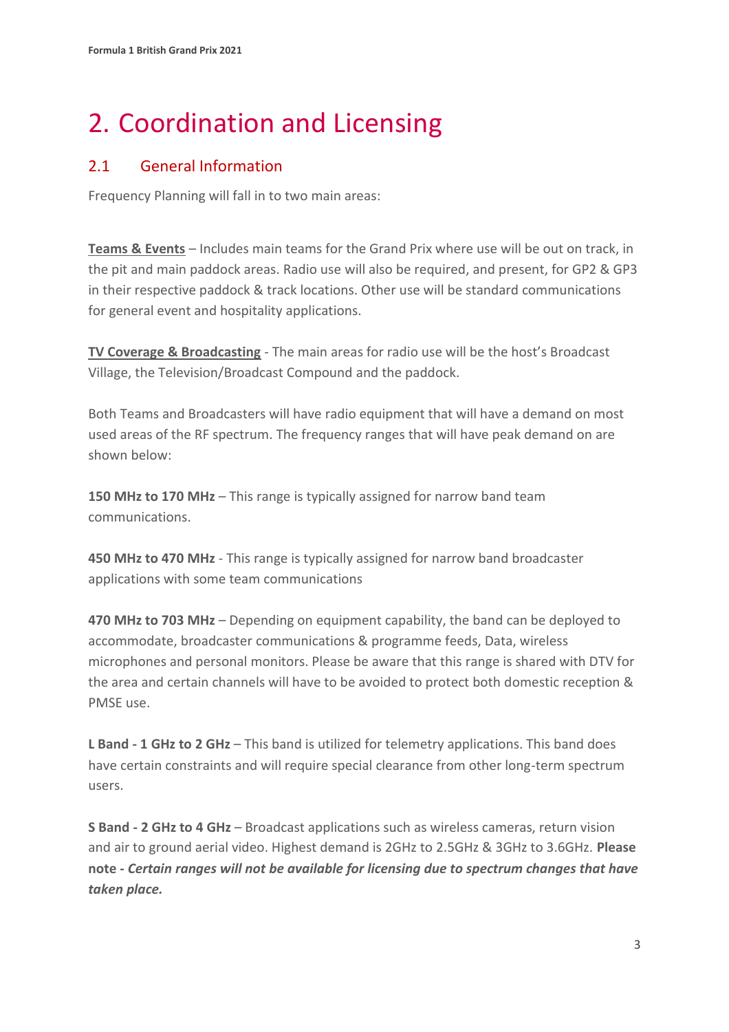# 2. Coordination and Licensing

## 2.1 General Information

Frequency Planning will fall in to two main areas:

**Teams & Events** – Includes main teams for the Grand Prix where use will be out on track, in the pit and main paddock areas. Radio use will also be required, and present, for GP2 & GP3 in their respective paddock & track locations. Other use will be standard communications for general event and hospitality applications.

**TV Coverage & Broadcasting** - The main areas for radio use will be the host's Broadcast Village, the Television/Broadcast Compound and the paddock.

Both Teams and Broadcasters will have radio equipment that will have a demand on most used areas of the RF spectrum. The frequency ranges that will have peak demand on are shown below:

**150 MHz to 170 MHz** – This range is typically assigned for narrow band team communications.

**450 MHz to 470 MHz** - This range is typically assigned for narrow band broadcaster applications with some team communications

**470 MHz to 703 MHz** – Depending on equipment capability, the band can be deployed to accommodate, broadcaster communications & programme feeds, Data, wireless microphones and personal monitors. Please be aware that this range is shared with DTV for the area and certain channels will have to be avoided to protect both domestic reception & PMSE use.

**L Band - 1 GHz to 2 GHz** – This band is utilized for telemetry applications. This band does have certain constraints and will require special clearance from other long-term spectrum users.

**S Band - 2 GHz to 4 GHz** – Broadcast applications such as wireless cameras, return vision and air to ground aerial video. Highest demand is 2GHz to 2.5GHz & 3GHz to 3.6GHz. **Please note -** ***Certain ranges will not be available for licensing due to spectrum changes that have taken place.***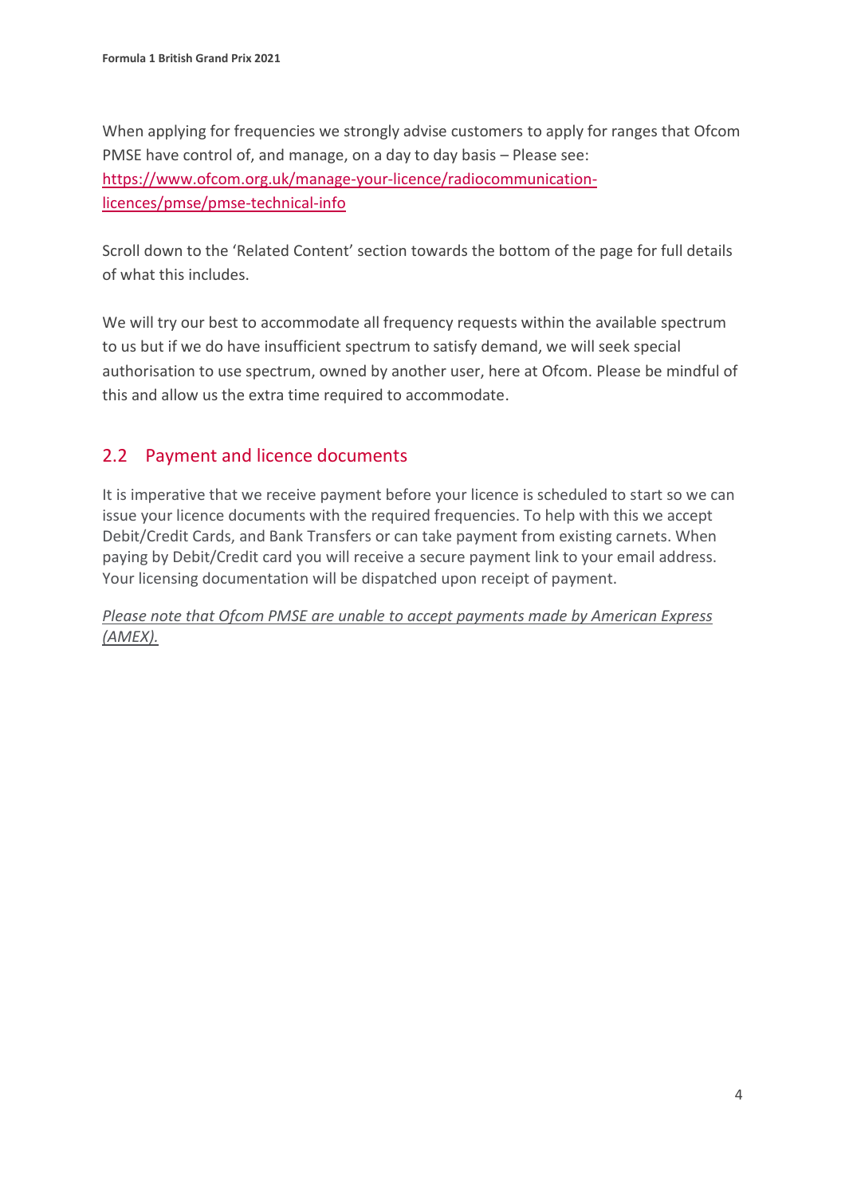When applying for frequencies we strongly advise customers to apply for ranges that Ofcom PMSE have control of, and manage, on a day to day basis – Please see: [https://www.ofcom.org.uk/manage-your-licence/radiocommunication-licences/pmse/pmse-technical-info](https://www.ofcom.org.uk/manage-your-licence/radiocommunication-licences/pmse/pmse-technical-info)

Scroll down to the 'Related Content' section towards the bottom of the page for full details of what this includes.

We will try our best to accommodate all frequency requests within the available spectrum to us but if we do have insufficient spectrum to satisfy demand, we will seek special authorisation to use spectrum, owned by another user, here at Ofcom. Please be mindful of this and allow us the extra time required to accommodate.

## 2.2 Payment and licence documents

It is imperative that we receive payment before your licence is scheduled to start so we can issue your licence documents with the required frequencies. To help with this we accept Debit/Credit Cards, and Bank Transfers or can take payment from existing carnets. When paying by Debit/Credit card you will receive a secure payment link to your email address. Your licensing documentation will be dispatched upon receipt of payment.

*Please note that Ofcom PMSE are unable to accept payments made by American Express (AMEX).*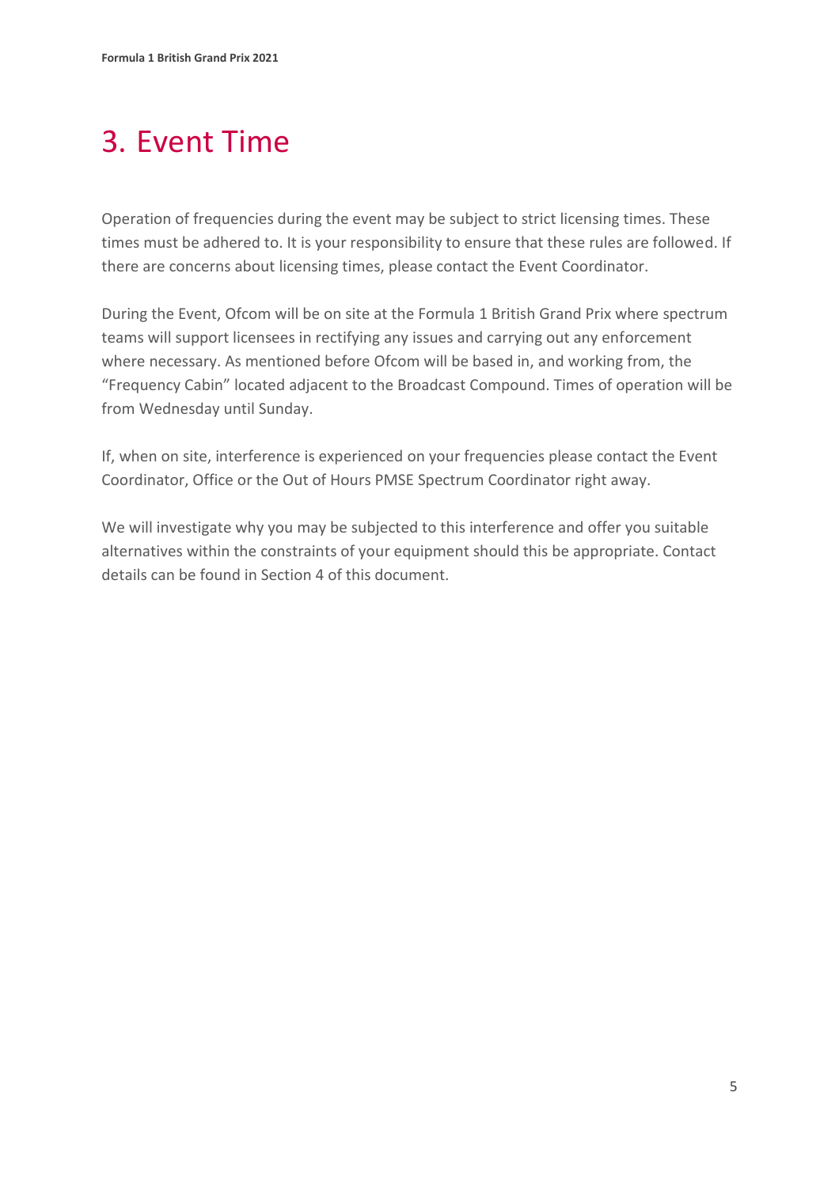# 3. Event Time

Operation of frequencies during the event may be subject to strict licensing times. These times must be adhered to. It is your responsibility to ensure that these rules are followed. If there are concerns about licensing times, please contact the Event Coordinator.

During the Event, Ofcom will be on site at the Formula 1 British Grand Prix where spectrum teams will support licensees in rectifying any issues and carrying out any enforcement where necessary. As mentioned before Ofcom will be based in, and working from, the "Frequency Cabin" located adjacent to the Broadcast Compound. Times of operation will be from Wednesday until Sunday.

If, when on site, interference is experienced on your frequencies please contact the Event Coordinator, Office or the Out of Hours PMSE Spectrum Coordinator right away.

We will investigate why you may be subjected to this interference and offer you suitable alternatives within the constraints of your equipment should this be appropriate. Contact details can be found in Section 4 of this document.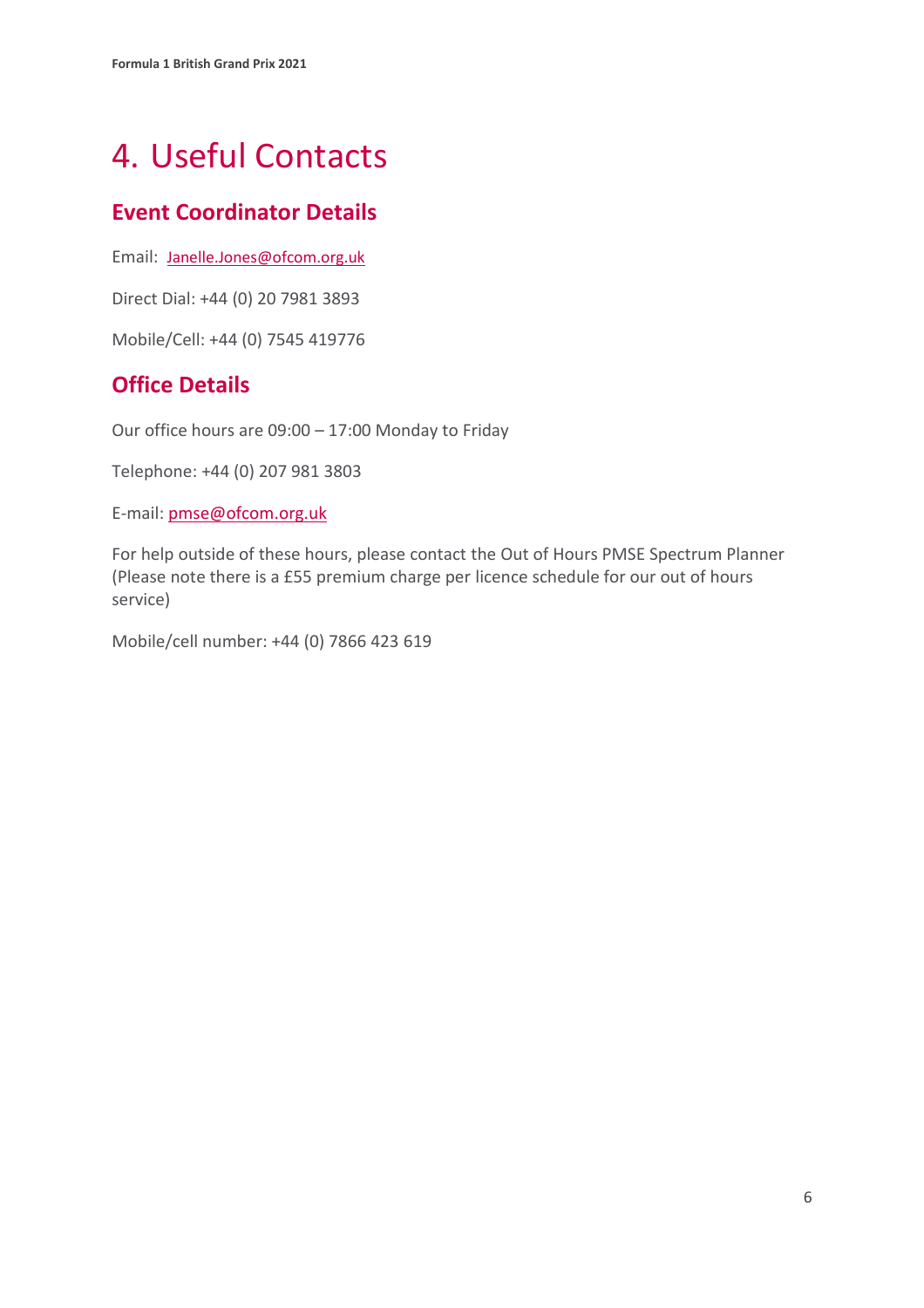# 4. Useful Contacts

## Event Coordinator Details

Email: Janelle.Jones@ofcom.org.uk

Direct Dial: +44 (0) 20 7981 3893

Mobile/Cell: +44 (0) 7545 419776

## Office Details

Our office hours are 09:00 – 17:00 Monday to Friday

Telephone: +44 (0) 207 981 3803

E-mail: pmse@ofcom.org.uk

For help outside of these hours, please contact the Out of Hours PMSE Spectrum Planner (Please note there is a £55 premium charge per licence schedule for our out of hours service)

Mobile/cell number: +44 (0) 7866 423 619